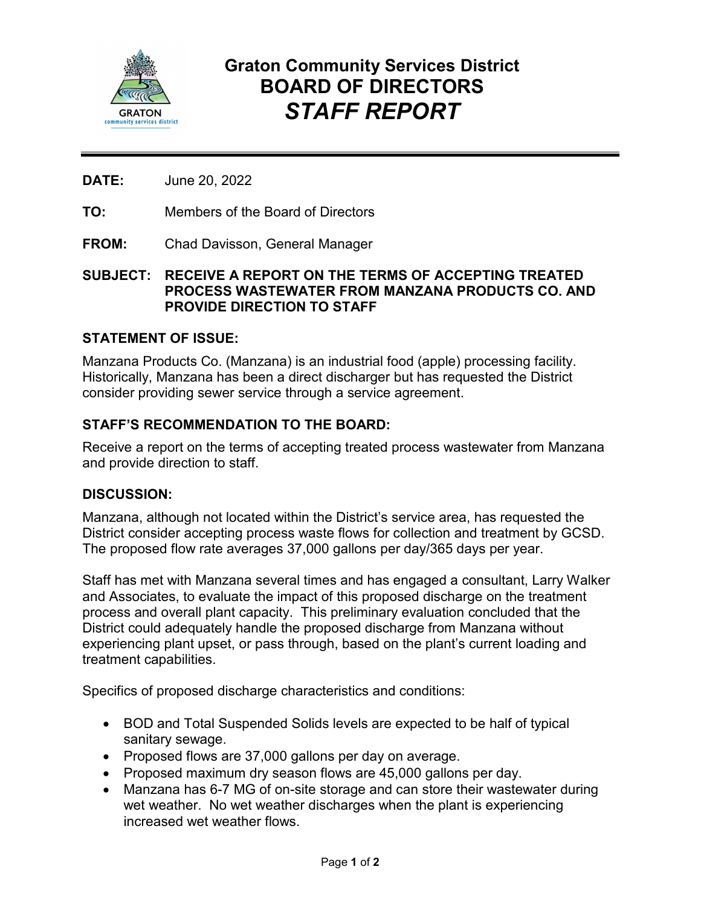# Graton Community Services District
# BOARD OF DIRECTORS
# *STAFF REPORT*

---

**DATE:** June 20, 2022

**TO:** Members of the Board of Directors

**FROM:** Chad Davisson, General Manager

**SUBJECT: RECEIVE A REPORT ON THE TERMS OF ACCEPTING TREATED PROCESS WASTEWATER FROM MANZANA PRODUCTS CO. AND PROVIDE DIRECTION TO STAFF**

## STATEMENT OF ISSUE:

Manzana Products Co. (Manzana) is an industrial food (apple) processing facility. Historically, Manzana has been a direct discharger but has requested the District consider providing sewer service through a service agreement.

## STAFF'S RECOMMENDATION TO THE BOARD:

Receive a report on the terms of accepting treated process wastewater from Manzana and provide direction to staff.

## DISCUSSION:

Manzana, although not located within the District's service area, has requested the District consider accepting process waste flows for collection and treatment by GCSD. The proposed flow rate averages 37,000 gallons per day/365 days per year.

Staff has met with Manzana several times and has engaged a consultant, Larry Walker and Associates, to evaluate the impact of this proposed discharge on the treatment process and overall plant capacity. This preliminary evaluation concluded that the District could adequately handle the proposed discharge from Manzana without experiencing plant upset, or pass through, based on the plant's current loading and treatment capabilities.

Specifics of proposed discharge characteristics and conditions:

- BOD and Total Suspended Solids levels are expected to be half of typical sanitary sewage.
- Proposed flows are 37,000 gallons per day on average.
- Proposed maximum dry season flows are 45,000 gallons per day.
- Manzana has 6-7 MG of on-site storage and can store their wastewater during wet weather. No wet weather discharges when the plant is experiencing increased wet weather flows.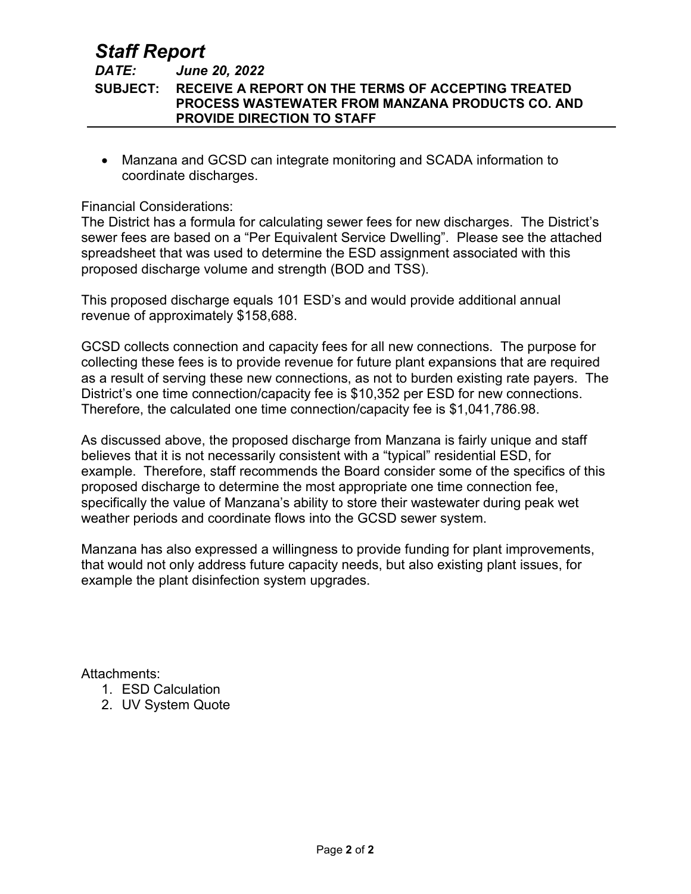- Manzana and GCSD can integrate monitoring and SCADA information to coordinate discharges.

Financial Considerations:
The District has a formula for calculating sewer fees for new discharges. The District's sewer fees are based on a "Per Equivalent Service Dwelling". Please see the attached spreadsheet that was used to determine the ESD assignment associated with this proposed discharge volume and strength (BOD and TSS).

This proposed discharge equals 101 ESD's and would provide additional annual revenue of approximately $158,688.

GCSD collects connection and capacity fees for all new connections. The purpose for collecting these fees is to provide revenue for future plant expansions that are required as a result of serving these new connections, as not to burden existing rate payers. The District's one time connection/capacity fee is $10,352 per ESD for new connections. Therefore, the calculated one time connection/capacity fee is $1,041,786.98.

As discussed above, the proposed discharge from Manzana is fairly unique and staff believes that it is not necessarily consistent with a "typical" residential ESD, for example. Therefore, staff recommends the Board consider some of the specifics of this proposed discharge to determine the most appropriate one time connection fee, specifically the value of Manzana's ability to store their wastewater during peak wet weather periods and coordinate flows into the GCSD sewer system.

Manzana has also expressed a willingness to provide funding for plant improvements, that would not only address future capacity needs, but also existing plant issues, for example the plant disinfection system upgrades.

Attachments:

1. ESD Calculation
2. UV System Quote